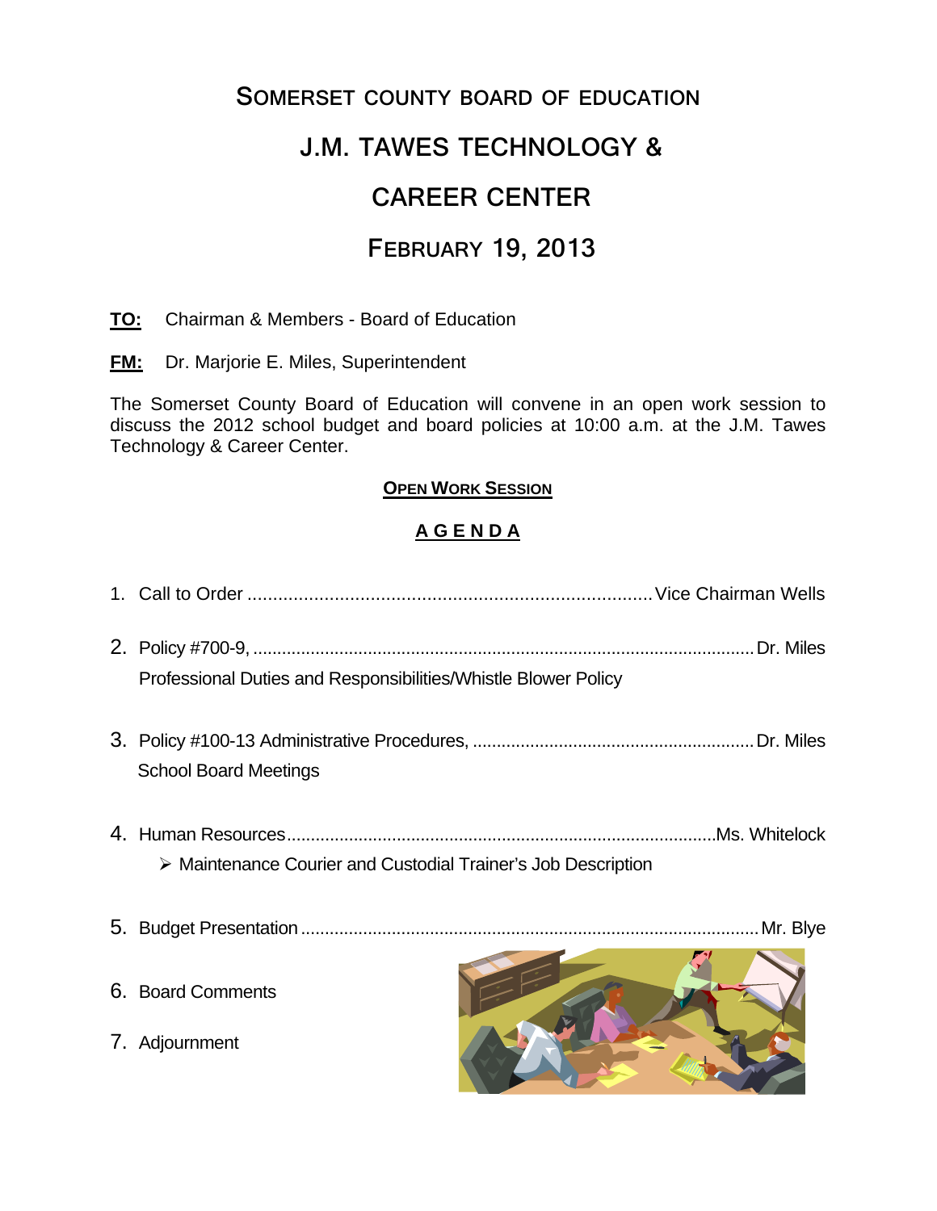# SOMERSET COUNTY BOARD OF EDUCATION

# J.M. TAWES TECHNOLOGY & CAREER CENTER

## FEBRUARY 19, 2013

**TO:** Chairman & Members - Board of Education

**FM:** Dr. Marjorie E. Miles, Superintendent

The Somerset County Board of Education will convene in an open work session to discuss the 2012 school budget and board policies at 10:00 a.m. at the J.M. Tawes Technology & Career Center.

### OPEN WORK SESSION

### A G E N D A

1. Call to Order ........................................ Vice Chairman Wells

2. Policy #700-9, ........................................ Dr. Miles
   Professional Duties and Responsibilities/Whistle Blower Policy

3. Policy #100-13 Administrative Procedures, ........................................ Dr. Miles
   School Board Meetings

4. Human Resources ........................................ Ms. Whitelock
   - Maintenance Courier and Custodial Trainer's Job Description

5. Budget Presentation ........................................ Mr. Blye

6. Board Comments

7. Adjournment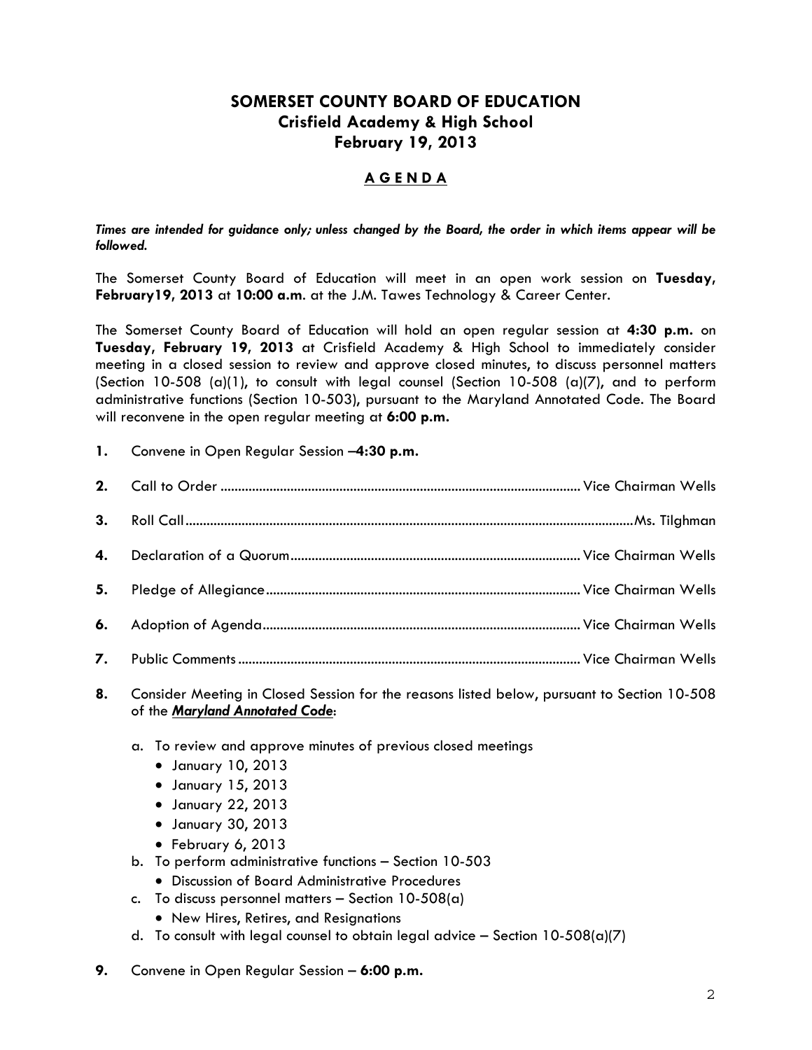# SOMERSET COUNTY BOARD OF EDUCATION
## Crisfield Academy & High School
## February 19, 2013

### A G E N D A

***Times are intended for guidance only; unless changed by the Board, the order in which items appear will be followed.***

The Somerset County Board of Education will meet in an open work session on **Tuesday, February19, 2013** at **10:00 a.m**. at the J.M. Tawes Technology & Career Center.

The Somerset County Board of Education will hold an open regular session at **4:30 p.m.** on **Tuesday, February 19, 2013** at Crisfield Academy & High School to immediately consider meeting in a closed session to review and approve closed minutes, to discuss personnel matters (Section 10-508 (a)(1), to consult with legal counsel (Section 10-508 (a)(7), and to perform administrative functions (Section 10-503), pursuant to the Maryland Annotated Code. The Board will reconvene in the open regular meeting at **6:00 p.m.**

**1.** Convene in Open Regular Session –**4:30 p.m.**

**2.** Call to Order ........................................ Vice Chairman Wells

**3.** Roll Call ........................................ Ms. Tilghman

**4.** Declaration of a Quorum ........................................ Vice Chairman Wells

**5.** Pledge of Allegiance ........................................ Vice Chairman Wells

**6.** Adoption of Agenda ........................................ Vice Chairman Wells

**7.** Public Comments ........................................ Vice Chairman Wells

**8.** Consider Meeting in Closed Session for the reasons listed below, pursuant to Section 10-508 of the ***Maryland Annotated Code***:

   a. To review and approve minutes of previous closed meetings
      - January 10, 2013
      - January 15, 2013
      - January 22, 2013
      - January 30, 2013
      - February 6, 2013

   b. To perform administrative functions – Section 10-503
      - Discussion of Board Administrative Procedures

   c. To discuss personnel matters – Section 10-508(a)
      - New Hires, Retires, and Resignations

   d. To consult with legal counsel to obtain legal advice – Section 10-508(a)(7)

**9.** Convene in Open Regular Session – **6:00 p.m.**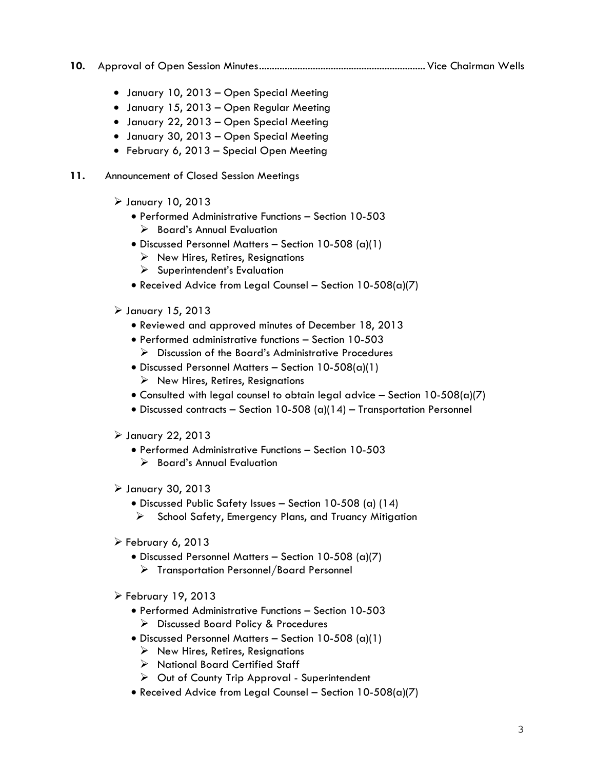**10.** Approval of Open Session Minutes................................................................ Vice Chairman Wells

- January 10, 2013 – Open Special Meeting
- January 15, 2013 – Open Regular Meeting
- January 22, 2013 – Open Special Meeting
- January 30, 2013 – Open Special Meeting
- February 6, 2013 – Special Open Meeting

**11.** Announcement of Closed Session Meetings

- January 10, 2013
  - Performed Administrative Functions – Section 10-503
    - Board's Annual Evaluation
  - Discussed Personnel Matters – Section 10-508 (a)(1)
    - New Hires, Retires, Resignations
    - Superintendent's Evaluation
  - Received Advice from Legal Counsel – Section 10-508(a)(7)

- January 15, 2013
  - Reviewed and approved minutes of December 18, 2013
  - Performed administrative functions – Section 10-503
    - Discussion of the Board's Administrative Procedures
  - Discussed Personnel Matters – Section 10-508(a)(1)
    - New Hires, Retires, Resignations
  - Consulted with legal counsel to obtain legal advice – Section 10-508(a)(7)
  - Discussed contracts – Section 10-508 (a)(14) – Transportation Personnel

- January 22, 2013
  - Performed Administrative Functions – Section 10-503
    - Board's Annual Evaluation

- January 30, 2013
  - Discussed Public Safety Issues – Section 10-508 (a) (14)
    - School Safety, Emergency Plans, and Truancy Mitigation

- February 6, 2013
  - Discussed Personnel Matters – Section 10-508 (a)(7)
    - Transportation Personnel/Board Personnel

- February 19, 2013
  - Performed Administrative Functions – Section 10-503
    - Discussed Board Policy & Procedures
  - Discussed Personnel Matters – Section 10-508 (a)(1)
    - New Hires, Retires, Resignations
    - National Board Certified Staff
    - Out of County Trip Approval - Superintendent
  - Received Advice from Legal Counsel – Section 10-508(a)(7)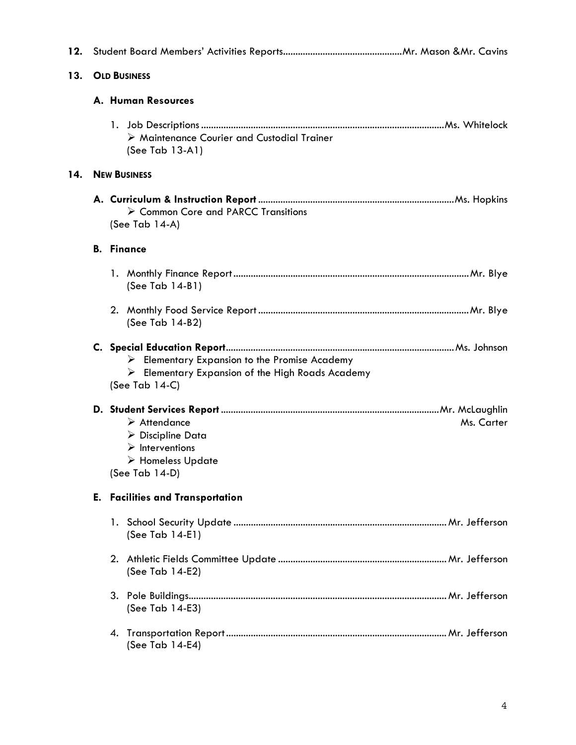12. Student Board Members' Activities Reports................................................Mr. Mason &Mr. Cavins

13. **OLD BUSINESS**

**A. Human Resources**

1. Job Descriptions .................................................................................................Ms. Whitelock
   - Maintenance Courier and Custodial Trainer

   (See Tab 13-A1)

14. **NEW BUSINESS**

**A. Curriculum & Instruction Report** ..............................................................................Ms. Hopkins
   - Common Core and PARCC Transitions

(See Tab 14-A)

**B. Finance**

1. Monthly Finance Report.............................................................................................Mr. Blye

   (See Tab 14-B1)

2. Monthly Food Service Report ....................................................................................Mr. Blye

   (See Tab 14-B2)

**C. Special Education Report**...........................................................................................Ms. Johnson
   - Elementary Expansion to the Promise Academy
   - Elementary Expansion of the High Roads Academy

(See Tab 14-C)

**D. Student Services Report** .......................................................................................Mr. McLaughlin

Ms. Carter
   - Attendance
   - Discipline Data
   - Interventions
   - Homeless Update

(See Tab 14-D)

**E. Facilities and Transportation**

1. School Security Update .................................................................................... Mr. Jefferson

   (See Tab 14-E1)

2. Athletic Fields Committee Update ................................................................... Mr. Jefferson

   (See Tab 14-E2)

3. Pole Buildings....................................................................................................... Mr. Jefferson

   (See Tab 14-E3)

4. Transportation Report ........................................................................................ Mr. Jefferson

   (See Tab 14-E4)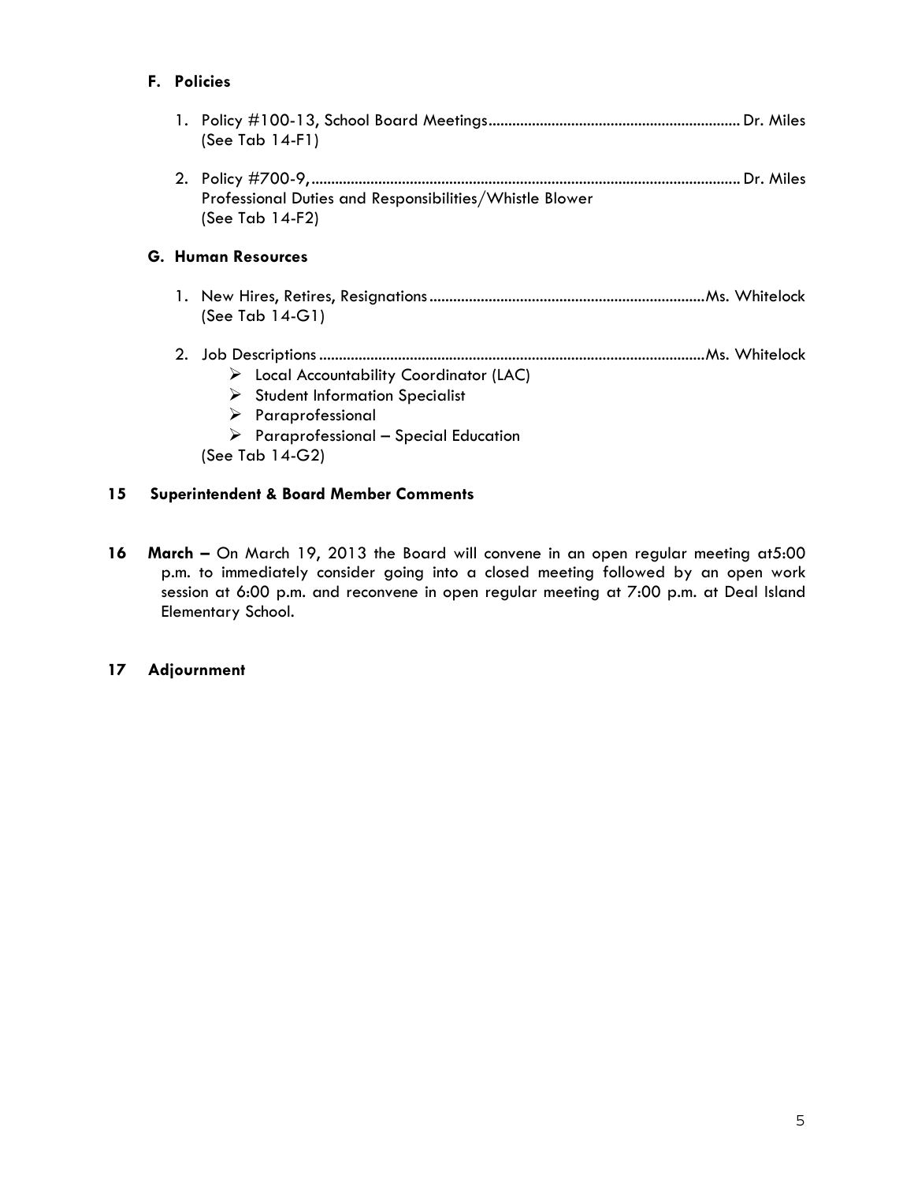### F. Policies

1. Policy #100-13, School Board Meetings............................................................... Dr. Miles
   (See Tab 14-F1)

2. Policy #700-9,........................................................................................................... Dr. Miles
   Professional Duties and Responsibilities/Whistle Blower
   (See Tab 14-F2)

### G. Human Resources

1. New Hires, Retires, Resignations.....................................................................Ms. Whitelock
   (See Tab 14-G1)

2. Job Descriptions................................................................................................Ms. Whitelock
   - Local Accountability Coordinator (LAC)
   - Student Information Specialist
   - Paraprofessional
   - Paraprofessional – Special Education

   (See Tab 14-G2)

**15 Superintendent & Board Member Comments**

**16 March –** On March 19, 2013 the Board will convene in an open regular meeting at5:00 p.m. to immediately consider going into a closed meeting followed by an open work session at 6:00 p.m. and reconvene in open regular meeting at 7:00 p.m. at Deal Island Elementary School.

**17 Adjournment**